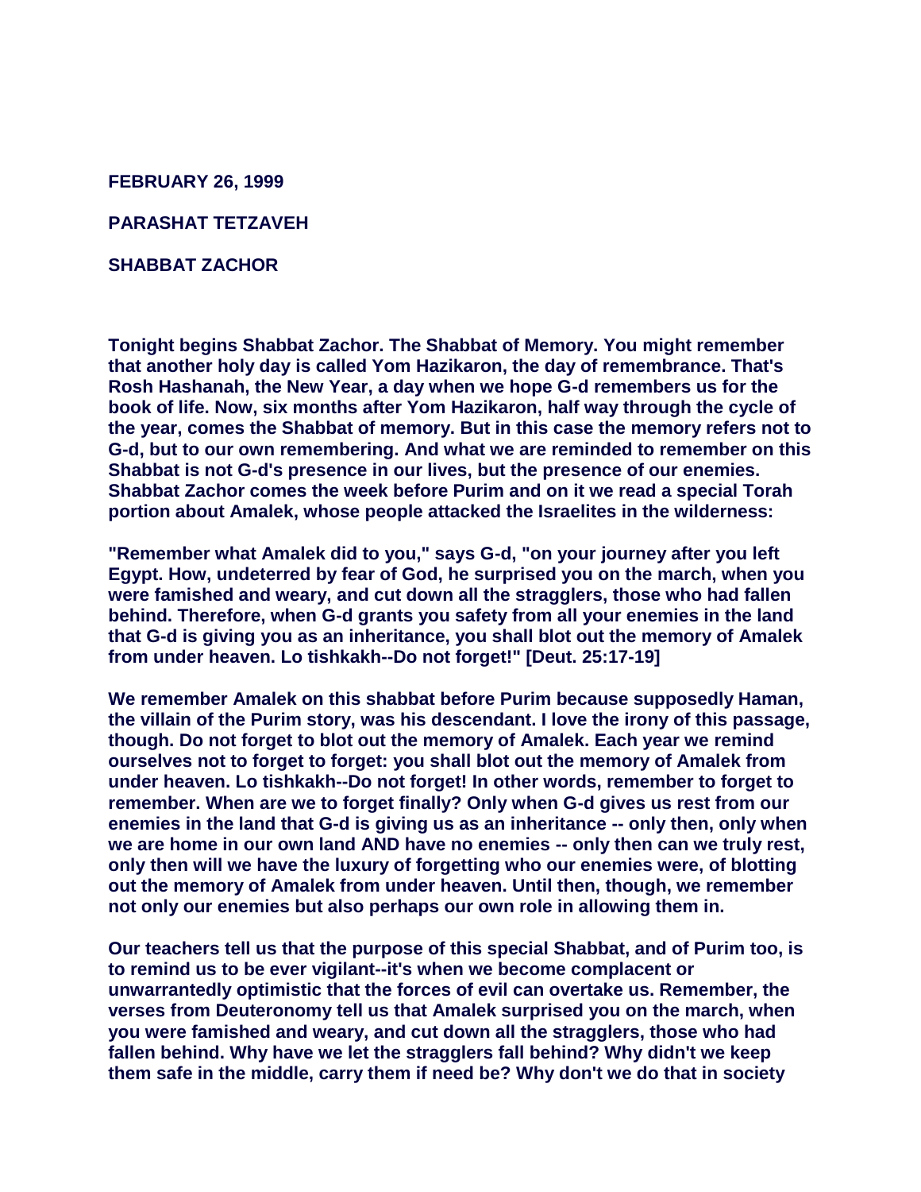**FEBRUARY 26, 1999**

**PARASHAT TETZAVEH**

**SHABBAT ZACHOR**

**Tonight begins Shabbat Zachor. The Shabbat of Memory. You might remember that another holy day is called Yom Hazikaron, the day of remembrance. That's Rosh Hashanah, the New Year, a day when we hope G-d remembers us for the book of life. Now, six months after Yom Hazikaron, half way through the cycle of the year, comes the Shabbat of memory. But in this case the memory refers not to G-d, but to our own remembering. And what we are reminded to remember on this Shabbat is not G-d's presence in our lives, but the presence of our enemies. Shabbat Zachor comes the week before Purim and on it we read a special Torah portion about Amalek, whose people attacked the Israelites in the wilderness:**

**"Remember what Amalek did to you," says G-d, "on your journey after you left Egypt. How, undeterred by fear of God, he surprised you on the march, when you were famished and weary, and cut down all the stragglers, those who had fallen behind. Therefore, when G-d grants you safety from all your enemies in the land that G-d is giving you as an inheritance, you shall blot out the memory of Amalek from under heaven. Lo tishkakh--Do not forget!" [Deut. 25:17-19]**

**We remember Amalek on this shabbat before Purim because supposedly Haman, the villain of the Purim story, was his descendant. I love the irony of this passage, though. Do not forget to blot out the memory of Amalek. Each year we remind ourselves not to forget to forget: you shall blot out the memory of Amalek from under heaven. Lo tishkakh--Do not forget! In other words, remember to forget to remember. When are we to forget finally? Only when G-d gives us rest from our enemies in the land that G-d is giving us as an inheritance -- only then, only when we are home in our own land AND have no enemies -- only then can we truly rest, only then will we have the luxury of forgetting who our enemies were, of blotting out the memory of Amalek from under heaven. Until then, though, we remember not only our enemies but also perhaps our own role in allowing them in.**

**Our teachers tell us that the purpose of this special Shabbat, and of Purim too, is to remind us to be ever vigilant--it's when we become complacent or unwarrantedly optimistic that the forces of evil can overtake us. Remember, the verses from Deuteronomy tell us that Amalek surprised you on the march, when you were famished and weary, and cut down all the stragglers, those who had fallen behind. Why have we let the stragglers fall behind? Why didn't we keep them safe in the middle, carry them if need be? Why don't we do that in society**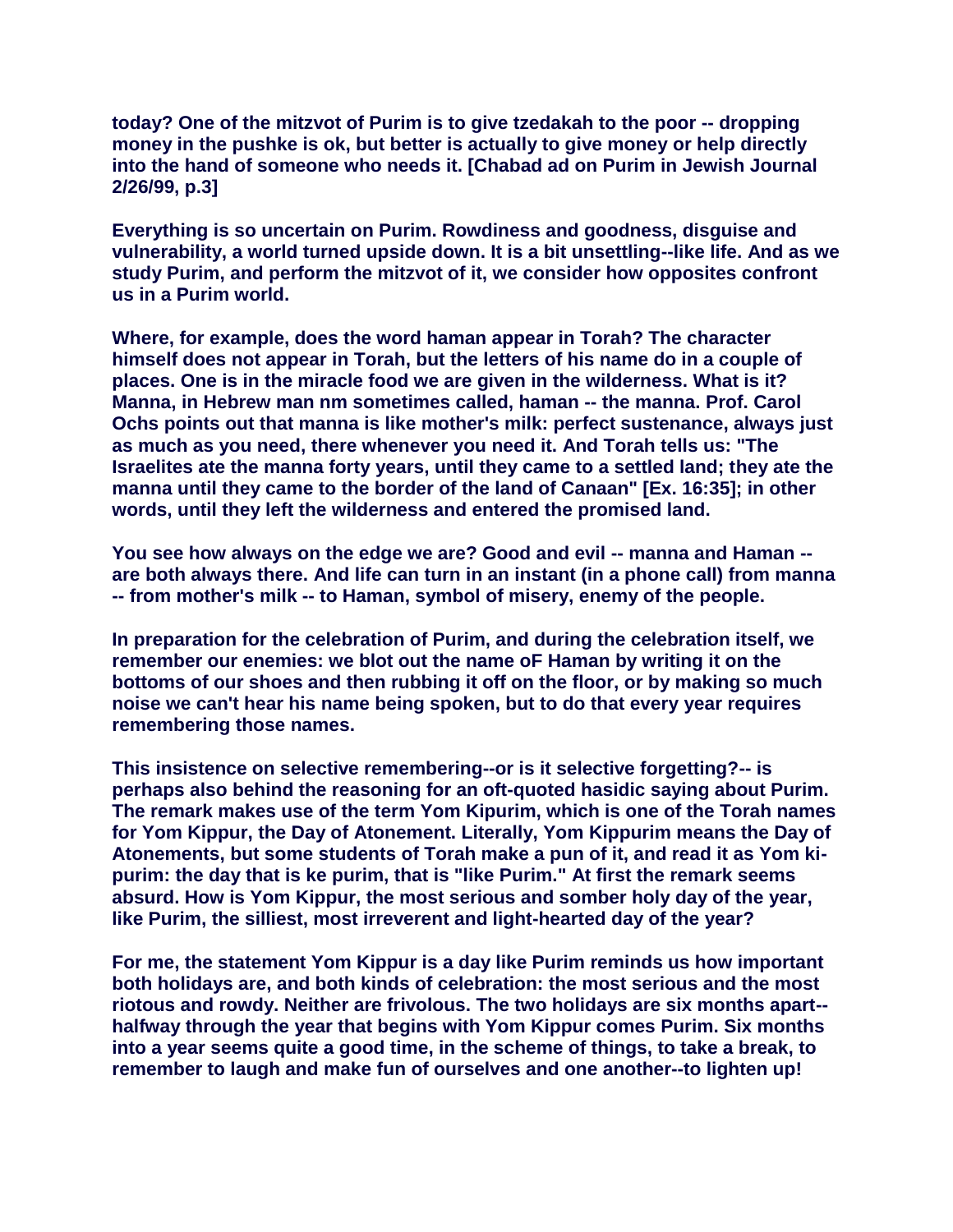**today? One of the mitzvot of Purim is to give tzedakah to the poor -- dropping money in the pushke is ok, but better is actually to give money or help directly into the hand of someone who needs it. [Chabad ad on Purim in Jewish Journal 2/26/99, p.3]**

**Everything is so uncertain on Purim. Rowdiness and goodness, disguise and vulnerability, a world turned upside down. It is a bit unsettling--like life. And as we study Purim, and perform the mitzvot of it, we consider how opposites confront us in a Purim world.**

**Where, for example, does the word haman appear in Torah? The character himself does not appear in Torah, but the letters of his name do in a couple of places. One is in the miracle food we are given in the wilderness. What is it? Manna, in Hebrew man nm sometimes called, haman -- the manna. Prof. Carol Ochs points out that manna is like mother's milk: perfect sustenance, always just as much as you need, there whenever you need it. And Torah tells us: "The Israelites ate the manna forty years, until they came to a settled land; they ate the manna until they came to the border of the land of Canaan" [Ex. 16:35]; in other words, until they left the wilderness and entered the promised land.**

**You see how always on the edge we are? Good and evil -- manna and Haman -- are both always there. And life can turn in an instant (in a phone call) from manna -- from mother's milk -- to Haman, symbol of misery, enemy of the people.**

**In preparation for the celebration of Purim, and during the celebration itself, we remember our enemies: we blot out the name oF Haman by writing it on the bottoms of our shoes and then rubbing it off on the floor, or by making so much noise we can't hear his name being spoken, but to do that every year requires remembering those names.**

**This insistence on selective remembering--or is it selective forgetting?-- is perhaps also behind the reasoning for an oft-quoted hasidic saying about Purim. The remark makes use of the term Yom Kipurim, which is one of the Torah names for Yom Kippur, the Day of Atonement. Literally, Yom Kippurim means the Day of Atonements, but some students of Torah make a pun of it, and read it as Yom ki-purim: the day that is ke purim, that is "like Purim." At first the remark seems absurd. How is Yom Kippur, the most serious and somber holy day of the year, like Purim, the silliest, most irreverent and light-hearted day of the year?**

**For me, the statement Yom Kippur is a day like Purim reminds us how important both holidays are, and both kinds of celebration: the most serious and the most riotous and rowdy. Neither are frivolous. The two holidays are six months apart--halfway through the year that begins with Yom Kippur comes Purim. Six months into a year seems quite a good time, in the scheme of things, to take a break, to remember to laugh and make fun of ourselves and one another--to lighten up!**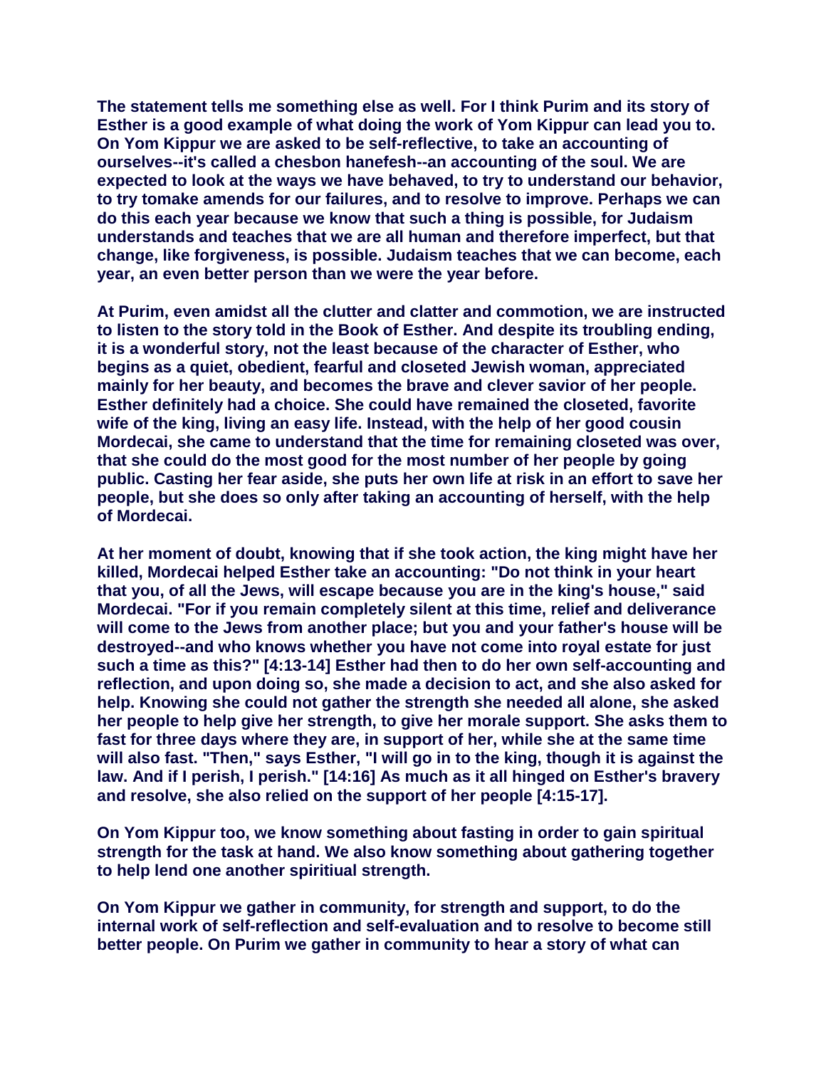The statement tells me something else as well. For I think Purim and its story of Esther is a good example of what doing the work of Yom Kippur can lead you to. On Yom Kippur we are asked to be self-reflective, to take an accounting of ourselves--it's called a chesbon hanefesh--an accounting of the soul. We are expected to look at the ways we have behaved, to try to understand our behavior, to try tomake amends for our failures, and to resolve to improve. Perhaps we can do this each year because we know that such a thing is possible, for Judaism understands and teaches that we are all human and therefore imperfect, but that change, like forgiveness, is possible. Judaism teaches that we can become, each year, an even better person than we were the year before.

At Purim, even amidst all the clutter and clatter and commotion, we are instructed to listen to the story told in the Book of Esther. And despite its troubling ending, it is a wonderful story, not the least because of the character of Esther, who begins as a quiet, obedient, fearful and closeted Jewish woman, appreciated mainly for her beauty, and becomes the brave and clever savior of her people. Esther definitely had a choice. She could have remained the closeted, favorite wife of the king, living an easy life. Instead, with the help of her good cousin Mordecai, she came to understand that the time for remaining closeted was over, that she could do the most good for the most number of her people by going public. Casting her fear aside, she puts her own life at risk in an effort to save her people, but she does so only after taking an accounting of herself, with the help of Mordecai.

At her moment of doubt, knowing that if she took action, the king might have her killed, Mordecai helped Esther take an accounting: "Do not think in your heart that you, of all the Jews, will escape because you are in the king's house," said Mordecai. "For if you remain completely silent at this time, relief and deliverance will come to the Jews from another place; but you and your father's house will be destroyed--and who knows whether you have not come into royal estate for just such a time as this?" [4:13-14] Esther had then to do her own self-accounting and reflection, and upon doing so, she made a decision to act, and she also asked for help. Knowing she could not gather the strength she needed all alone, she asked her people to help give her strength, to give her morale support. She asks them to fast for three days where they are, in support of her, while she at the same time will also fast. "Then," says Esther, "I will go in to the king, though it is against the law. And if I perish, I perish." [14:16] As much as it all hinged on Esther's bravery and resolve, she also relied on the support of her people [4:15-17].

On Yom Kippur too, we know something about fasting in order to gain spiritual strength for the task at hand. We also know something about gathering together to help lend one another spiritiual strength.

On Yom Kippur we gather in community, for strength and support, to do the internal work of self-reflection and self-evaluation and to resolve to become still better people. On Purim we gather in community to hear a story of what can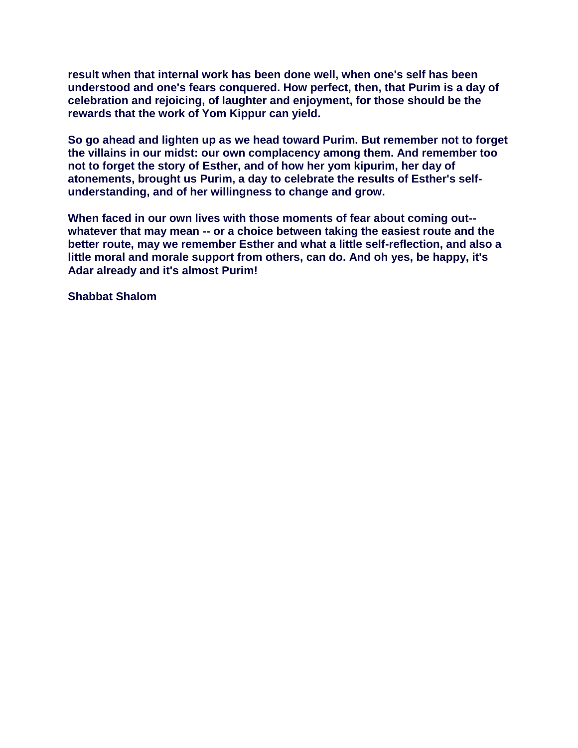**result when that internal work has been done well, when one's self has been understood and one's fears conquered. How perfect, then, that Purim is a day of celebration and rejoicing, of laughter and enjoyment, for those should be the rewards that the work of Yom Kippur can yield.**

**So go ahead and lighten up as we head toward Purim. But remember not to forget the villains in our midst: our own complacency among them. And remember too not to forget the story of Esther, and of how her yom kipurim, her day of atonements, brought us Purim, a day to celebrate the results of Esther's self-understanding, and of her willingness to change and grow.**

**When faced in our own lives with those moments of fear about coming out-- whatever that may mean -- or a choice between taking the easiest route and the better route, may we remember Esther and what a little self-reflection, and also a little moral and morale support from others, can do. And oh yes, be happy, it's Adar already and it's almost Purim!**

**Shabbat Shalom**